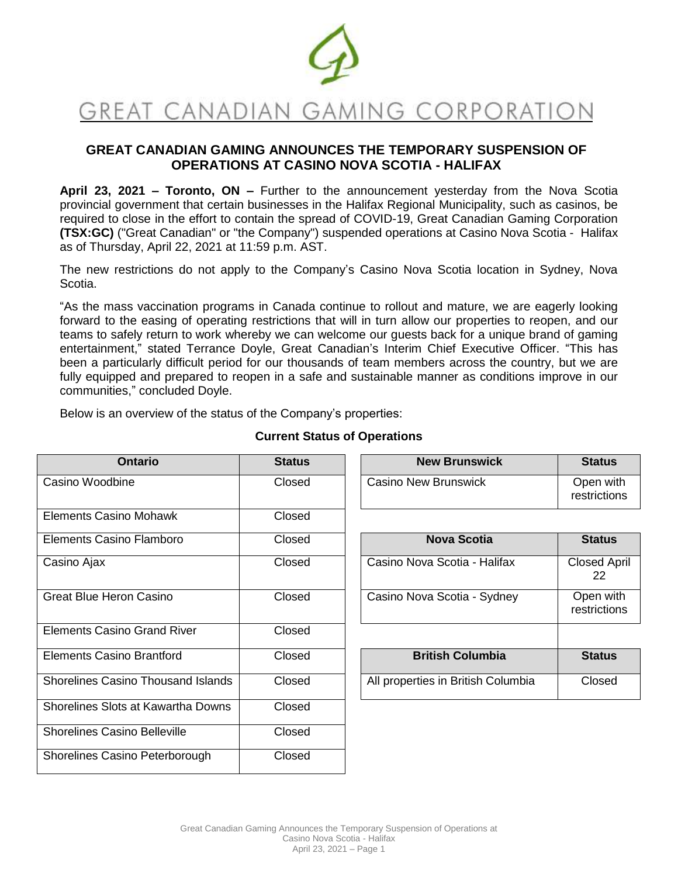# GREAT CANADIAN GAMING CORPORATION

## GREAT CANADIAN GAMING ANNOUNCES THE TEMPORARY SUSPENSION OF OPERATIONS AT CASINO NOVA SCOTIA - HALIFAX

**April 23, 2021 – Toronto, ON –** Further to the announcement yesterday from the Nova Scotia provincial government that certain businesses in the Halifax Regional Municipality, such as casinos, be required to close in the effort to contain the spread of COVID-19, Great Canadian Gaming Corporation **(TSX:GC)** ("Great Canadian" or "the Company") suspended operations at Casino Nova Scotia - Halifax as of Thursday, April 22, 2021 at 11:59 p.m. AST.

The new restrictions do not apply to the Company's Casino Nova Scotia location in Sydney, Nova Scotia.

"As the mass vaccination programs in Canada continue to rollout and mature, we are eagerly looking forward to the easing of operating restrictions that will in turn allow our properties to reopen, and our teams to safely return to work whereby we can welcome our guests back for a unique brand of gaming entertainment," stated Terrance Doyle, Great Canadian's Interim Chief Executive Officer. "This has been a particularly difficult period for our thousands of team members across the country, but we are fully equipped and prepared to reopen in a safe and sustainable manner as conditions improve in our communities," concluded Doyle.

Below is an overview of the status of the Company's properties:

**Current Status of Operations**

| Ontario | Status |
|---|---|
| Casino Woodbine | Closed |
| Elements Casino Mohawk | Closed |
| Elements Casino Flamboro | Closed |
| Casino Ajax | Closed |
| Great Blue Heron Casino | Closed |
| Elements Casino Grand River | Closed |
| Elements Casino Brantford | Closed |
| Shorelines Casino Thousand Islands | Closed |
| Shorelines Slots at Kawartha Downs | Closed |
| Shorelines Casino Belleville | Closed |
| Shorelines Casino Peterborough | Closed |

| New Brunswick | Status |
|---|---|
| Casino New Brunswick | Open with restrictions |

| Nova Scotia | Status |
|---|---|
| Casino Nova Scotia - Halifax | Closed April 22 |
| Casino Nova Scotia - Sydney | Open with restrictions |

| British Columbia | Status |
|---|---|
| All properties in British Columbia | Closed |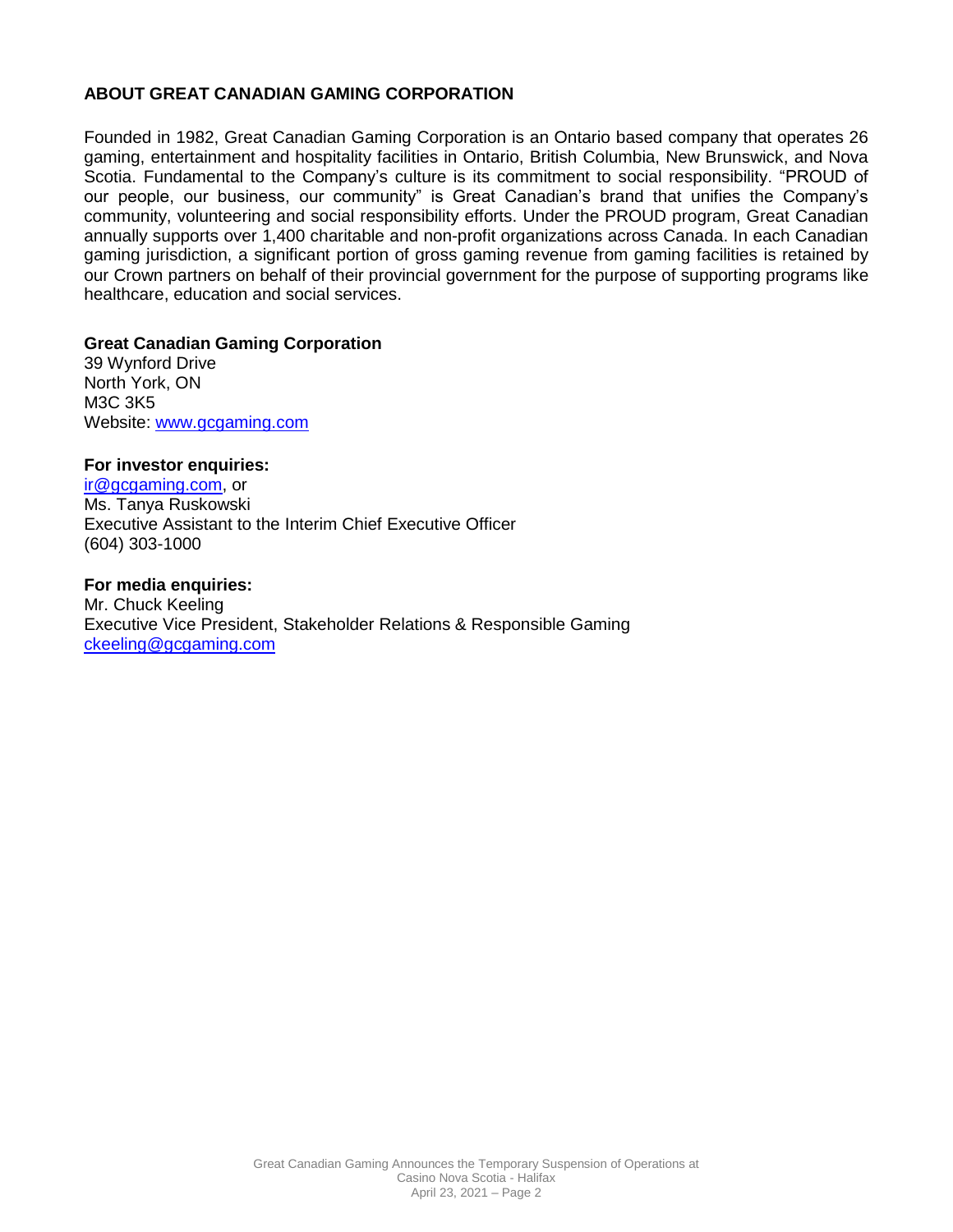## ABOUT GREAT CANADIAN GAMING CORPORATION

Founded in 1982, Great Canadian Gaming Corporation is an Ontario based company that operates 26 gaming, entertainment and hospitality facilities in Ontario, British Columbia, New Brunswick, and Nova Scotia. Fundamental to the Company's culture is its commitment to social responsibility. "PROUD of our people, our business, our community" is Great Canadian's brand that unifies the Company's community, volunteering and social responsibility efforts. Under the PROUD program, Great Canadian annually supports over 1,400 charitable and non-profit organizations across Canada. In each Canadian gaming jurisdiction, a significant portion of gross gaming revenue from gaming facilities is retained by our Crown partners on behalf of their provincial government for the purpose of supporting programs like healthcare, education and social services.

**Great Canadian Gaming Corporation**
39 Wynford Drive
North York, ON
M3C 3K5
Website: www.gcgaming.com

**For investor enquiries:**
ir@gcgaming.com, or
Ms. Tanya Ruskowski
Executive Assistant to the Interim Chief Executive Officer
(604) 303-1000

**For media enquiries:**
Mr. Chuck Keeling
Executive Vice President, Stakeholder Relations & Responsible Gaming
ckeeling@gcgaming.com